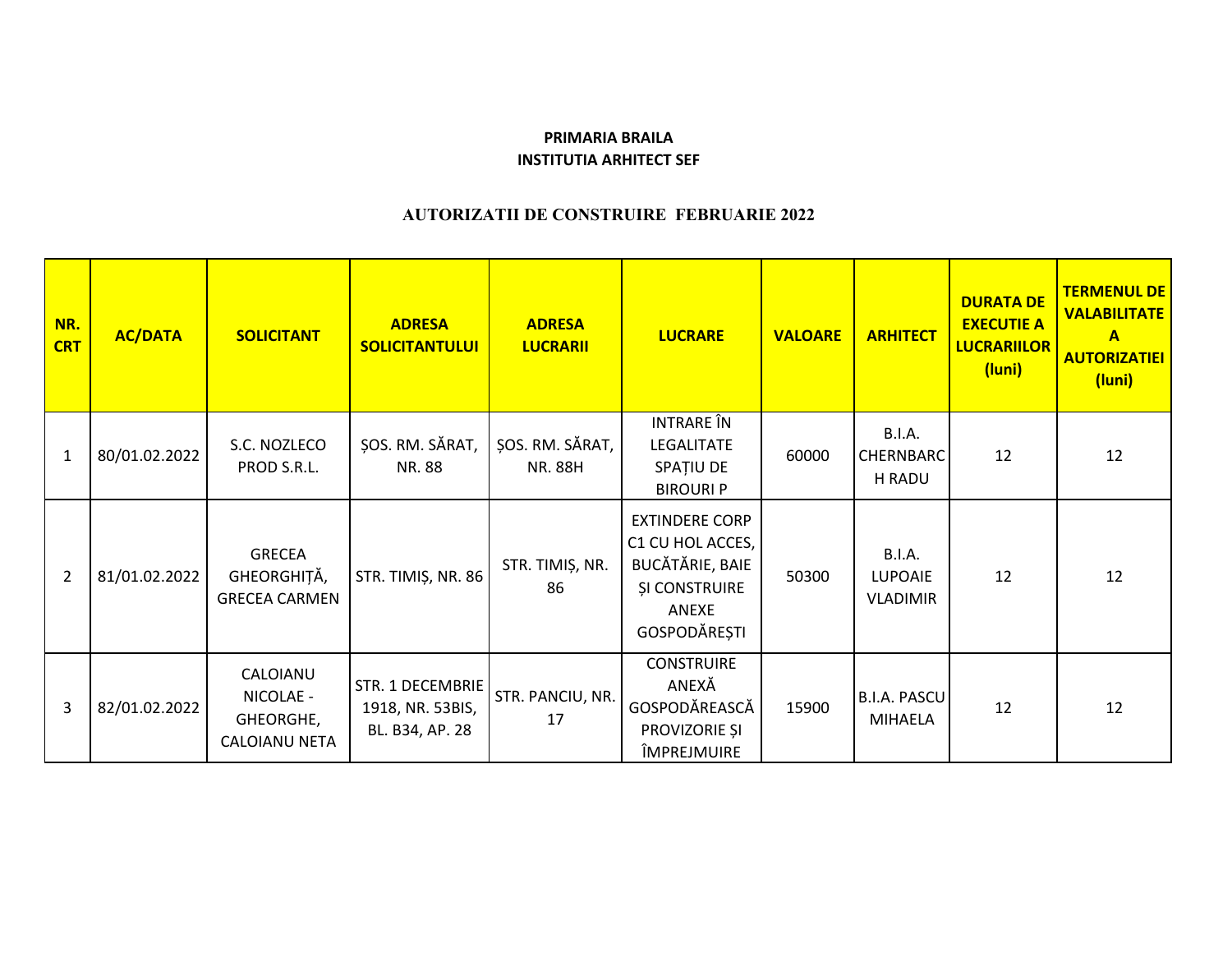**PRIMARIA BRAILA**
**INSTITUTIA ARHITECT SEF**

## AUTORIZATII DE CONSTRUIRE FEBRUARIE 2022

| NR. CRT | AC/DATA | SOLICITANT | ADRESA SOLICITANTULUI | ADRESA LUCRARII | LUCRARE | VALOARE | ARHITECT | DURATA DE EXECUTIE A LUCRARIILOR (luni) | TERMENUL DE VALABILITATE A AUTORIZATIEI (luni) |
|---|---|---|---|---|---|---|---|---|---|
| 1 | 80/01.02.2022 | S.C. NOZLECO PROD S.R.L. | ȘOS. RM. SĂRAT, NR. 88 | ȘOS. RM. SĂRAT, NR. 88H | INTRARE ÎN LEGALITATE SPAȚIU DE BIROURI P | 60000 | B.I.A. CHERNBARCH RADU | 12 | 12 |
| 2 | 81/01.02.2022 | GRECEA GHEORGHIȚĂ, GRECEA CARMEN | STR. TIMIȘ, NR. 86 | STR. TIMIȘ, NR. 86 | EXTINDERE CORP C1 CU HOL ACCES, BUCĂTĂRIE, BAIE ȘI CONSTRUIRE ANEXE GOSPODĂREȘTI | 50300 | B.I.A. LUPOAIE VLADIMIR | 12 | 12 |
| 3 | 82/01.02.2022 | CALOIANU NICOLAE - GHEORGHE, CALOIANU NETA | STR. 1 DECEMBRIE 1918, NR. 53BIS, BL. B34, AP. 28 | STR. PANCIU, NR. 17 | CONSTRUIRE ANEXĂ GOSPODĂREASCĂ PROVIZORIE ȘI ÎMPREJMUIRE | 15900 | B.I.A. PASCU MIHAELA | 12 | 12 |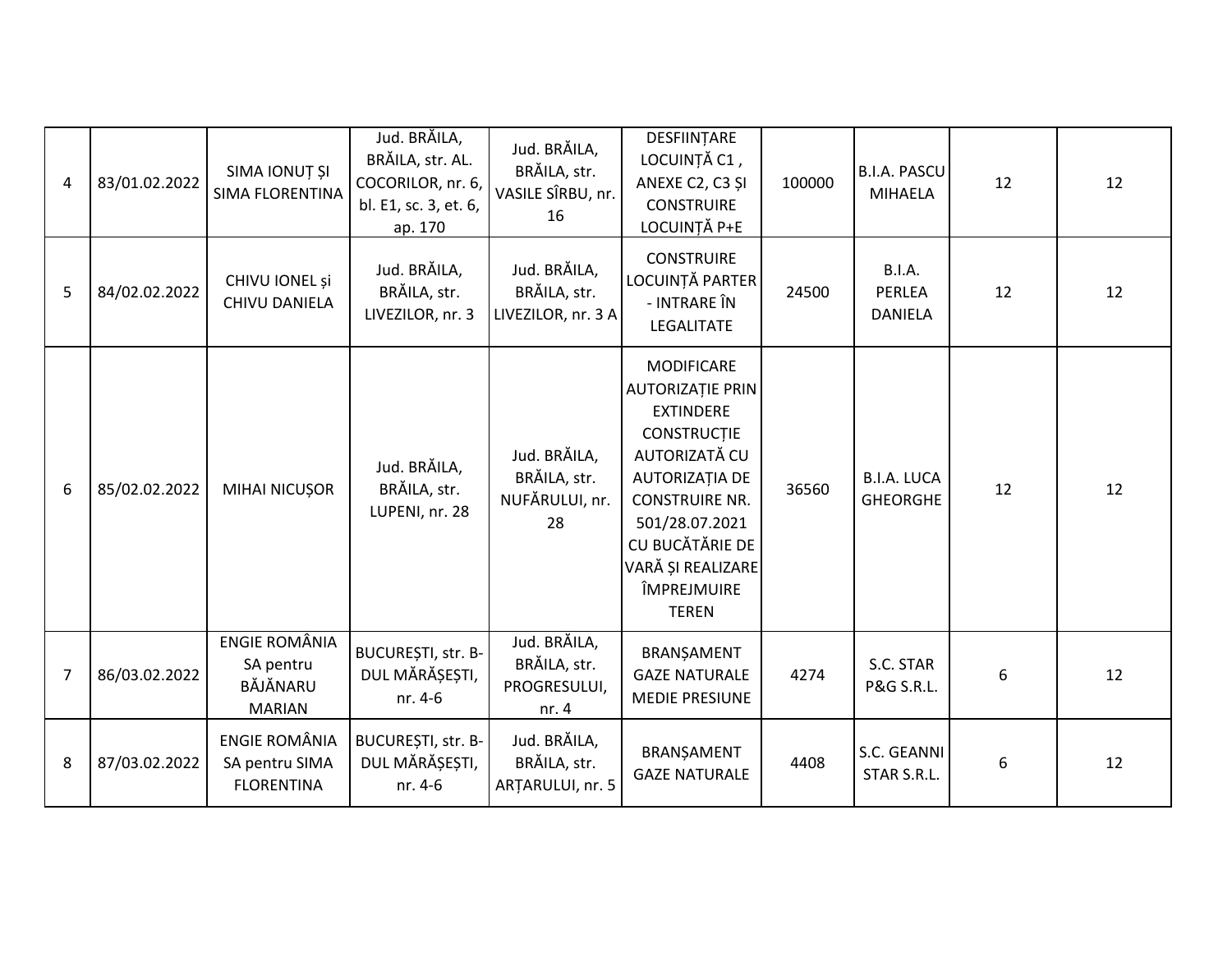| 4 | 83/01.02.2022 | SIMA IONUȚ ȘI SIMA FLORENTINA | Jud. BRĂILA, BRĂILA, str. AL. COCORILOR, nr. 6, bl. E1, sc. 3, et. 6, ap. 170 | Jud. BRĂILA, BRĂILA, str. VASILE SÎRBU, nr. 16 | DESFIINȚARE LOCUINȚĂ C1 , ANEXE C2, C3 ȘI CONSTRUIRE LOCUINȚĂ P+E | 100000 | B.I.A. PASCU MIHAELA | 12 | 12 |
|---|---|---|---|---|---|---|---|---|---|
| 5 | 84/02.02.2022 | CHIVU IONEL și CHIVU DANIELA | Jud. BRĂILA, BRĂILA, str. LIVEZILOR, nr. 3 | Jud. BRĂILA, BRĂILA, str. LIVEZILOR, nr. 3 A | CONSTRUIRE LOCUINȚĂ PARTER - INTRARE ÎN LEGALITATE | 24500 | B.I.A. PERLEA DANIELA | 12 | 12 |
| 6 | 85/02.02.2022 | MIHAI NICUȘOR | Jud. BRĂILA, BRĂILA, str. LUPENI, nr. 28 | Jud. BRĂILA, BRĂILA, str. NUFĂRULUI, nr. 28 | MODIFICARE AUTORIZAȚIE PRIN EXTINDERE CONSTRUCȚIE AUTORIZATĂ CU AUTORIZAȚIA DE CONSTRUIRE NR. 501/28.07.2021 CU BUCĂTĂRIE DE VARĂ ȘI REALIZARE ÎMPREJMUIRE TEREN | 36560 | B.I.A. LUCA GHEORGHE | 12 | 12 |
| 7 | 86/03.02.2022 | ENGIE ROMÂNIA SA pentru BĂJĂNARU MARIAN | BUCUREȘTI, str. B-DUL MĂRĂȘEȘTI, nr. 4-6 | Jud. BRĂILA, BRĂILA, str. PROGRESULUI, nr. 4 | BRANȘAMENT GAZE NATURALE MEDIE PRESIUNE | 4274 | S.C. STAR P&G S.R.L. | 6 | 12 |
| 8 | 87/03.02.2022 | ENGIE ROMÂNIA SA pentru SIMA FLORENTINA | BUCUREȘTI, str. B-DUL MĂRĂȘEȘTI, nr. 4-6 | Jud. BRĂILA, BRĂILA, str. ARȚARULUI, nr. 5 | BRANȘAMENT GAZE NATURALE | 4408 | S.C. GEANNI STAR S.R.L. | 6 | 12 |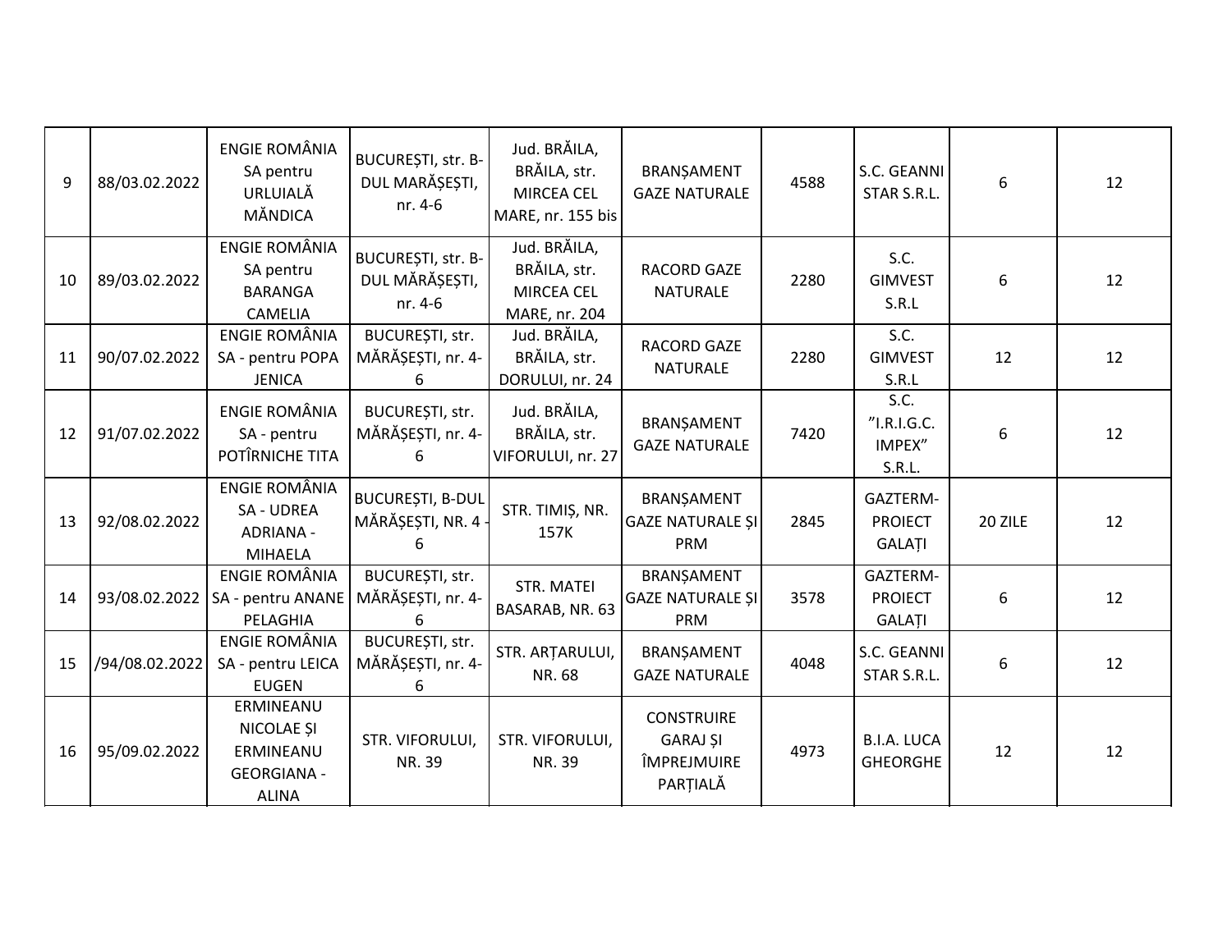| 9 | 88/03.02.2022 | ENGIE ROMÂNIA SA pentru URLUIALĂ MĂNDICA | BUCUREȘTI, str. B-DUL MARĂȘEȘTI, nr. 4-6 | Jud. BRĂILA, BRĂILA, str. MIRCEA CEL MARE, nr. 155 bis | BRANȘAMENT GAZE NATURALE | 4588 | S.C. GEANNI STAR S.R.L. | 6 | 12 |
|---|---|---|---|---|---|---|---|---|---|
| 10 | 89/03.02.2022 | ENGIE ROMÂNIA SA pentru BARANGA CAMELIA | BUCUREȘTI, str. B-DUL MĂRĂȘEȘTI, nr. 4-6 | Jud. BRĂILA, BRĂILA, str. MIRCEA CEL MARE, nr. 204 | RACORD GAZE NATURALE | 2280 | S.C. GIMVEST S.R.L | 6 | 12 |
| 11 | 90/07.02.2022 | ENGIE ROMÂNIA SA - pentru POPA JENICA | BUCUREȘTI, str. MĂRĂȘEȘTI, nr. 4-6 | Jud. BRĂILA, BRĂILA, str. DORULUI, nr. 24 | RACORD GAZE NATURALE | 2280 | S.C. GIMVEST S.R.L | 12 | 12 |
| 12 | 91/07.02.2022 | ENGIE ROMÂNIA SA - pentru POTÎRNICHE TITA | BUCUREȘTI, str. MĂRĂȘEȘTI, nr. 4-6 | Jud. BRĂILA, BRĂILA, str. VIFORULUI, nr. 27 | BRANȘAMENT GAZE NATURALE | 7420 | S.C. ”I.R.I.G.C. IMPEX” S.R.L. | 6 | 12 |
| 13 | 92/08.02.2022 | ENGIE ROMÂNIA SA - UDREA ADRIANA - MIHAELA | BUCUREȘTI, B-DUL MĂRĂȘEȘTI, NR. 4 - 6 | STR. TIMIȘ, NR. 157K | BRANȘAMENT GAZE NATURALE ȘI PRM | 2845 | GAZTERM-PROIECT GALAȚI | 20 ZILE | 12 |
| 14 | 93/08.02.2022 | ENGIE ROMÂNIA SA - pentru ANANE PELAGHIA | BUCUREȘTI, str. MĂRĂȘEȘTI, nr. 4-6 | STR. MATEI BASARAB, NR. 63 | BRANȘAMENT GAZE NATURALE ȘI PRM | 3578 | GAZTERM-PROIECT GALAȚI | 6 | 12 |
| 15 | /94/08.02.2022 | ENGIE ROMÂNIA SA - pentru LEICA EUGEN | BUCUREȘTI, str. MĂRĂȘEȘTI, nr. 4-6 | STR. ARȚARULUI, NR. 68 | BRANȘAMENT GAZE NATURALE | 4048 | S.C. GEANNI STAR S.R.L. | 6 | 12 |
| 16 | 95/09.02.2022 | ERMINEANU NICOLAE ȘI ERMINEANU GEORGIANA - ALINA | STR. VIFORULUI, NR. 39 | STR. VIFORULUI, NR. 39 | CONSTRUIRE GARAJ ȘI ÎMPREJMUIRE PARȚIALĂ | 4973 | B.I.A. LUCA GHEORGHE | 12 | 12 |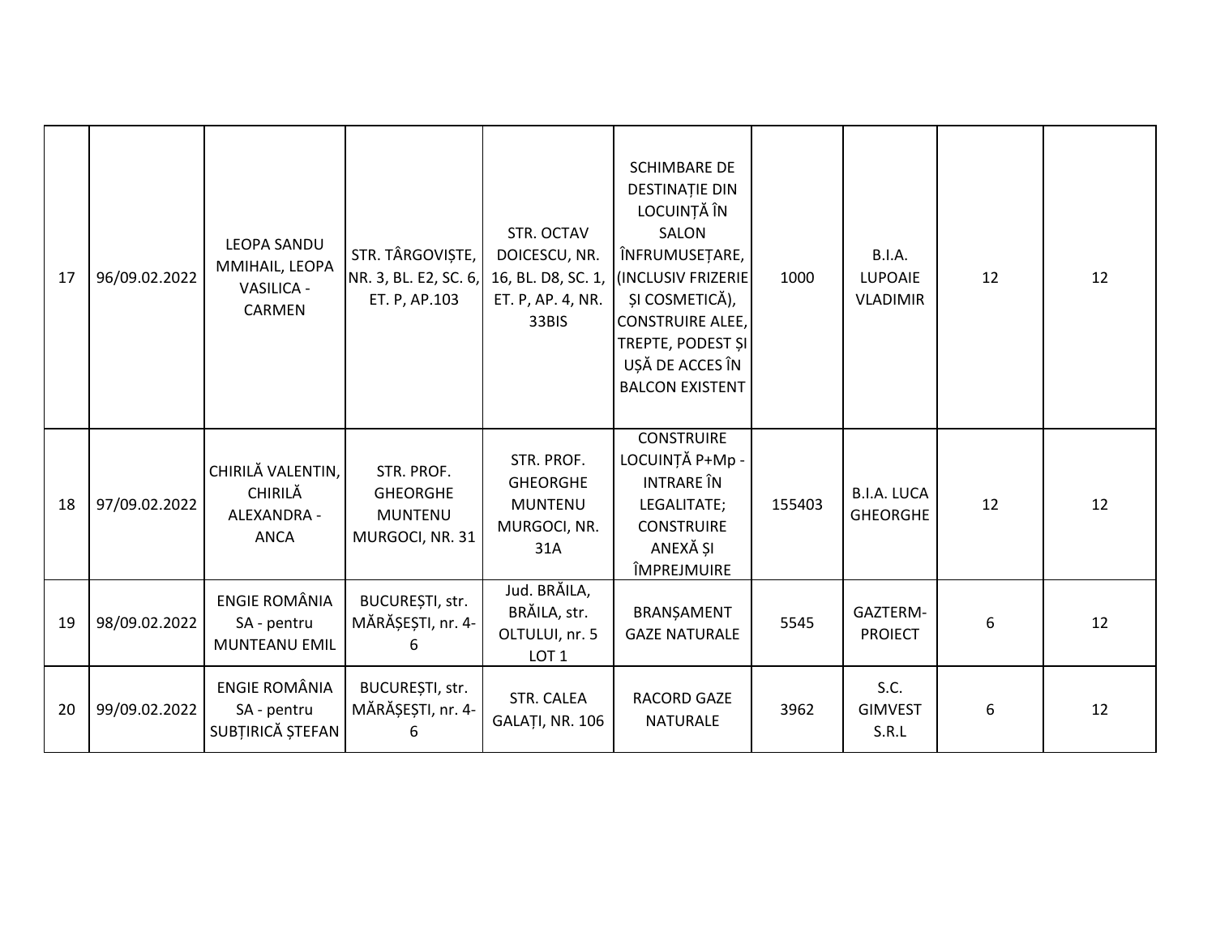| | | | | | | | | | |
|---|---|---|---|---|---|---|---|---|---|
| 17 | 96/09.02.2022 | LEOPA SANDU MMIHAIL, LEOPA VASILICA - CARMEN | STR. TÂRGOVIȘTE, NR. 3, BL. E2, SC. 6, ET. P, AP.103 | STR. OCTAV DOICESCU, NR. 16, BL. D8, SC. 1, ET. P, AP. 4, NR. 33BIS | SCHIMBARE DE DESTINAȚIE DIN LOCUINȚĂ ÎN SALON ÎNFRUMUSEȚARE, (INCLUSIV FRIZERIE ȘI COSMETICĂ), CONSTRUIRE ALEE, TREPTE, PODEST ȘI UȘĂ DE ACCES ÎN BALCON EXISTENT | 1000 | B.I.A. LUPOAIE VLADIMIR | 12 | 12 |
| 18 | 97/09.02.2022 | CHIRILĂ VALENTIN, CHIRILĂ ALEXANDRA - ANCA | STR. PROF. GHEORGHE MUNTENU MURGOCI, NR. 31 | STR. PROF. GHEORGHE MUNTENU MURGOCI, NR. 31A | CONSTRUIRE LOCUINȚĂ P+Mp - INTRARE ÎN LEGALITATE; CONSTRUIRE ANEXĂ ȘI ÎMPREJMUIRE | 155403 | B.I.A. LUCA GHEORGHE | 12 | 12 |
| 19 | 98/09.02.2022 | ENGIE ROMÂNIA SA - pentru MUNTEANU EMIL | BUCUREȘTI, str. MĂRĂȘEȘTI, nr. 4-6 | Jud. BRĂILA, BRĂILA, str. OLTULUI, nr. 5 LOT 1 | BRANȘAMENT GAZE NATURALE | 5545 | GAZTERM-PROIECT | 6 | 12 |
| 20 | 99/09.02.2022 | ENGIE ROMÂNIA SA - pentru SUBȚIRICĂ ȘTEFAN | BUCUREȘTI, str. MĂRĂȘEȘTI, nr. 4-6 | STR. CALEA GALAȚI, NR. 106 | RACORD GAZE NATURALE | 3962 | S.C. GIMVEST S.R.L | 6 | 12 |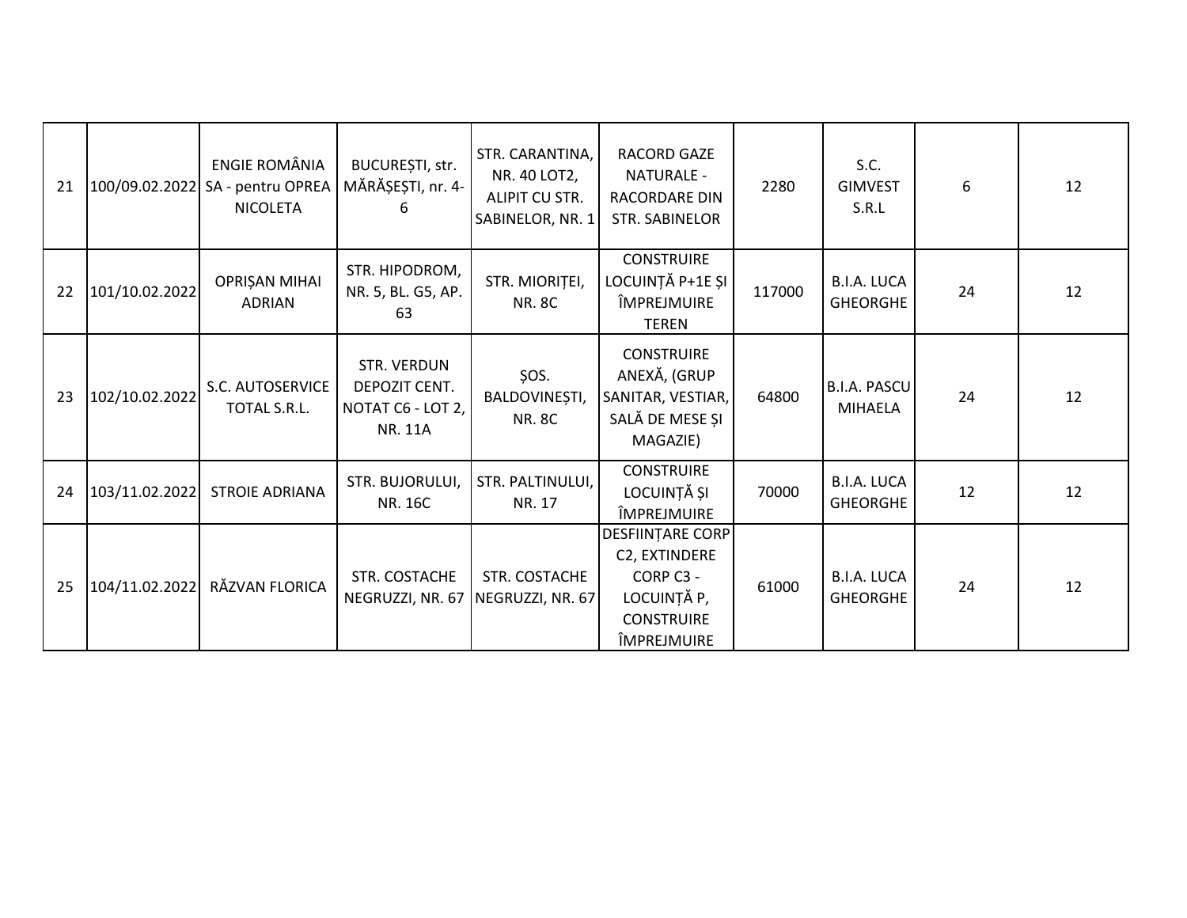| 21 | 100/09.02.2022 | ENGIE ROMÂNIA SA - pentru OPREA NICOLETA | BUCUREȘTI, str. MĂRĂȘEȘTI, nr. 4-6 | STR. CARANTINA, NR. 40 LOT2, ALIPIT CU STR. SABINELOR, NR. 1 | RACORD GAZE NATURALE - RACORDARE DIN STR. SABINELOR | 2280 | S.C. GIMVEST S.R.L | 6 | 12 |
|---|---|---|---|---|---|---|---|---|---|
| 22 | 101/10.02.2022 | OPRIȘAN MIHAI ADRIAN | STR. HIPODROM, NR. 5, BL. G5, AP. 63 | STR. MIORIȚEI, NR. 8C | CONSTRUIRE LOCUINȚĂ P+1E ȘI ÎMPREJMUIRE TEREN | 117000 | B.I.A. LUCA GHEORGHE | 24 | 12 |
| 23 | 102/10.02.2022 | S.C. AUTOSERVICE TOTAL S.R.L. | STR. VERDUN DEPOZIT CENT. NOTAT C6 - LOT 2, NR. 11A | ȘOS. BALDOVINEȘTI, NR. 8C | CONSTRUIRE ANEXĂ, (GRUP SANITAR, VESTIAR, SALĂ DE MESE ȘI MAGAZIE) | 64800 | B.I.A. PASCU MIHAELA | 24 | 12 |
| 24 | 103/11.02.2022 | STROIE ADRIANA | STR. BUJORULUI, NR. 16C | STR. PALTINULUI, NR. 17 | CONSTRUIRE LOCUINȚĂ ȘI ÎMPREJMUIRE | 70000 | B.I.A. LUCA GHEORGHE | 12 | 12 |
| 25 | 104/11.02.2022 | RĂZVAN FLORICA | STR. COSTACHE NEGRUZZI, NR. 67 | STR. COSTACHE NEGRUZZI, NR. 67 | DESFIINȚARE CORP C2, EXTINDERE CORP C3 - LOCUINȚĂ P, CONSTRUIRE ÎMPREJMUIRE | 61000 | B.I.A. LUCA GHEORGHE | 24 | 12 |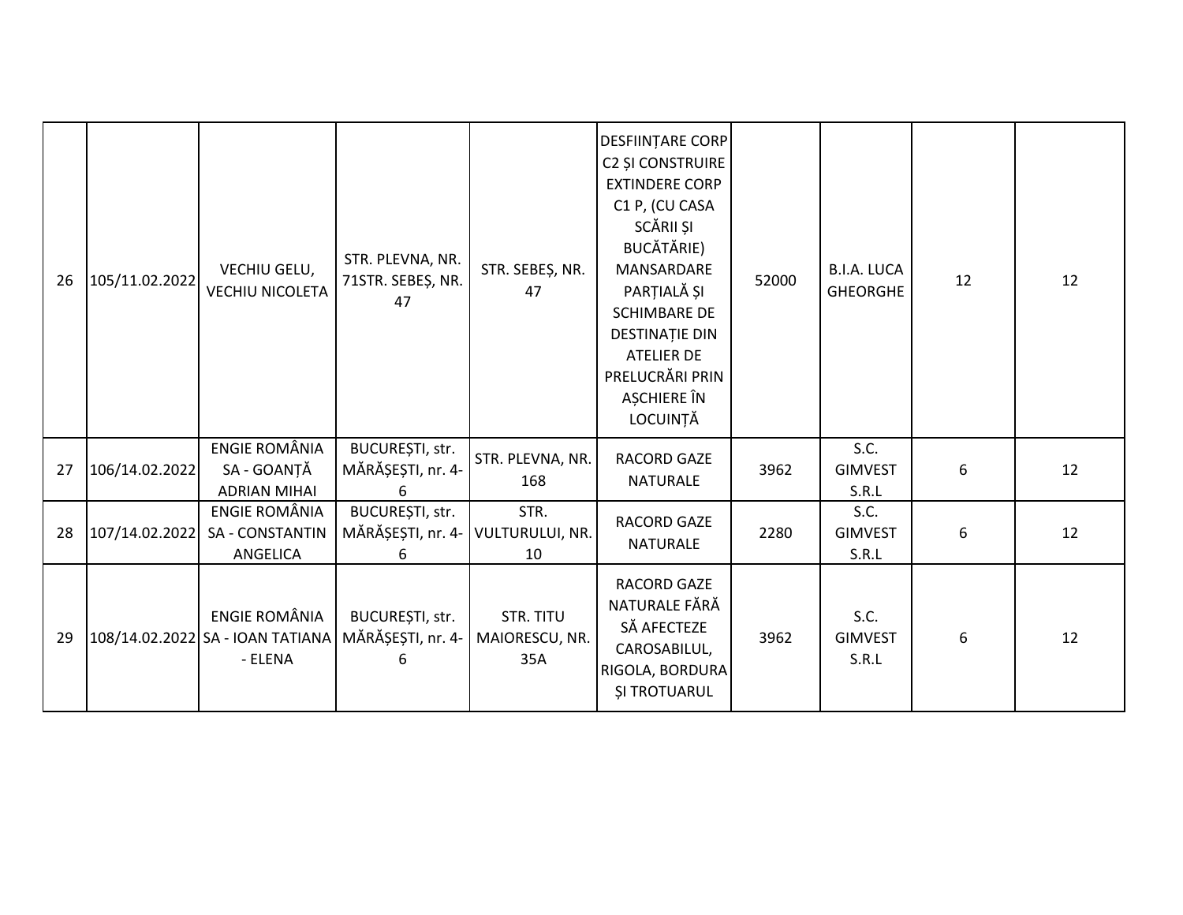| | | | | | | | | | |
|---|---|---|---|---|---|---|---|---|---|
| 26 | 105/11.02.2022 | VECHIU GELU, VECHIU NICOLETA | STR. PLEVNA, NR. 71STR. SEBEȘ, NR. 47 | STR. SEBEȘ, NR. 47 | DESFIINȚARE CORP C2 ȘI CONSTRUIRE EXTINDERE CORP C1 P, (CU CASA SCĂRII ȘI BUCĂTĂRIE) MANSARDARE PARȚIALĂ ȘI SCHIMBARE DE DESTINAȚIE DIN ATELIER DE PRELUCRĂRI PRIN AȘCHIERE ÎN LOCUINȚĂ | 52000 | B.I.A. LUCA GHEORGHE | 12 | 12 |
| 27 | 106/14.02.2022 | ENGIE ROMÂNIA SA - GOANȚĂ ADRIAN MIHAI | BUCUREȘTI, str. MĂRĂȘEȘTI, nr. 4-6 | STR. PLEVNA, NR. 168 | RACORD GAZE NATURALE | 3962 | S.C. GIMVEST S.R.L | 6 | 12 |
| 28 | 107/14.02.2022 | ENGIE ROMÂNIA SA - CONSTANTIN ANGELICA | BUCUREȘTI, str. MĂRĂȘEȘTI, nr. 4-6 | STR. VULTURULUI, NR. 10 | RACORD GAZE NATURALE | 2280 | S.C. GIMVEST S.R.L | 6 | 12 |
| 29 | 108/14.02.2022 | ENGIE ROMÂNIA SA - IOAN TATIANA - ELENA | BUCUREȘTI, str. MĂRĂȘEȘTI, nr. 4-6 | STR. TITU MAIORESCU, NR. 35A | RACORD GAZE NATURALE FĂRĂ SĂ AFECTEZE CAROSABILUL, RIGOLA, BORDURA ȘI TROTUARUL | 3962 | S.C. GIMVEST S.R.L | 6 | 12 |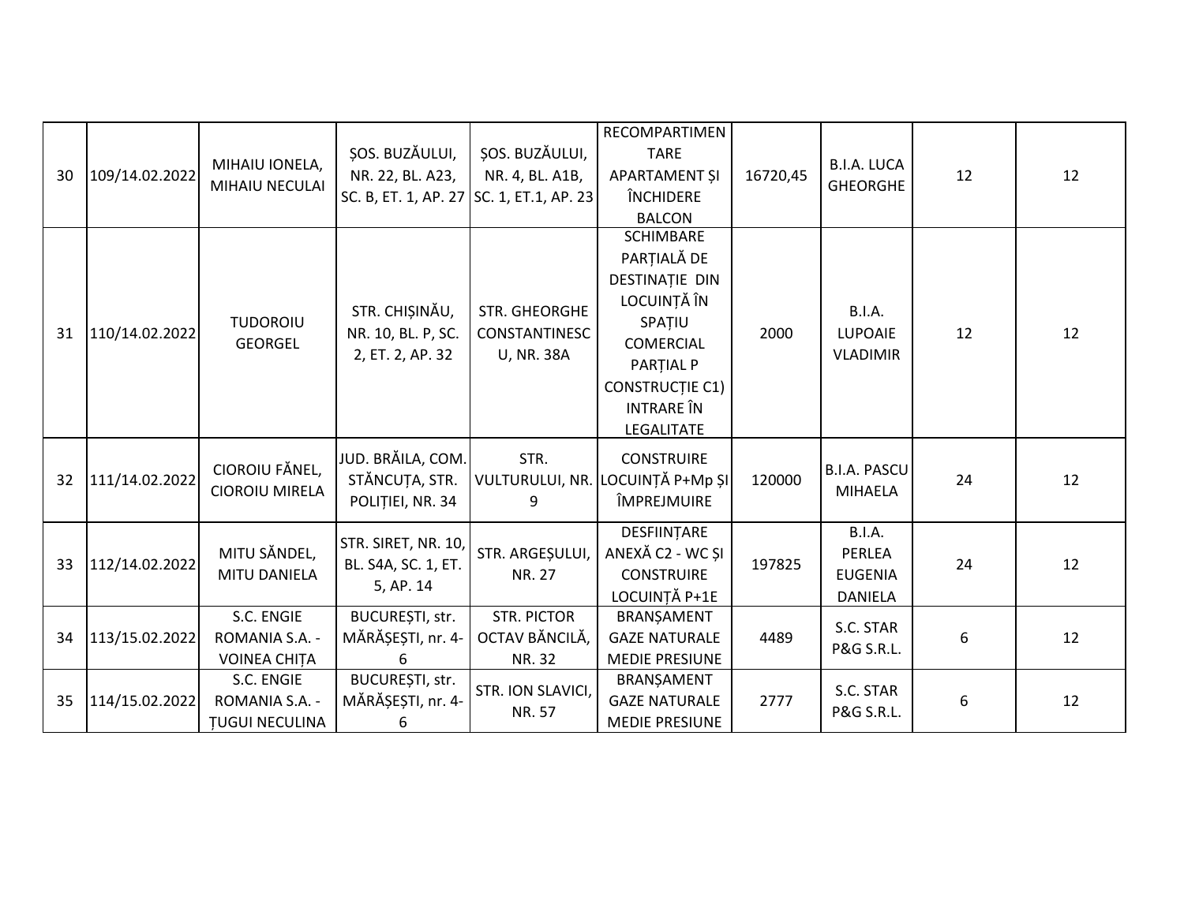| 30 | 109/14.02.2022 | MIHAIU IONELA, MIHAIU NECULAI | ȘOS. BUZĂULUI, NR. 22, BL. A23, SC. B, ET. 1, AP. 27 | ȘOS. BUZĂULUI, NR. 4, BL. A1B, SC. 1, ET.1, AP. 23 | RECOMPARTIMENTARE APARTAMENT ȘI ÎNCHIDERE BALCON | 16720,45 | B.I.A. LUCA GHEORGHE | 12 | 12 |
|---|---|---|---|---|---|---|---|---|---|
| 31 | 110/14.02.2022 | TUDOROIU GEORGEL | STR. CHIȘINĂU, NR. 10, BL. P, SC. 2, ET. 2, AP. 32 | STR. GHEORGHE CONSTANTINESCU, NR. 38A | SCHIMBARE PARȚIALĂ DE DESTINAȚIE DIN LOCUINȚĂ ÎN SPAȚIU COMERCIAL PARȚIAL P CONSTRUCȚIE C1) INTRARE ÎN LEGALITATE | 2000 | B.I.A. LUPOAIE VLADIMIR | 12 | 12 |
| 32 | 111/14.02.2022 | CIOROIU FĂNEL, CIOROIU MIRELA | JUD. BRĂILA, COM. STĂNCUȚA, STR. POLIȚIEI, NR. 34 | STR. VULTURULUI, NR. 9 | CONSTRUIRE LOCUINȚĂ P+Mp ȘI ÎMPREJMUIRE | 120000 | B.I.A. PASCU MIHAELA | 24 | 12 |
| 33 | 112/14.02.2022 | MITU SĂNDEL, MITU DANIELA | STR. SIRET, NR. 10, BL. S4A, SC. 1, ET. 5, AP. 14 | STR. ARGEȘULUI, NR. 27 | DESFIINȚARE ANEXĂ C2 - WC ȘI CONSTRUIRE LOCUINȚĂ P+1E | 197825 | B.I.A. PERLEA EUGENIA DANIELA | 24 | 12 |
| 34 | 113/15.02.2022 | S.C. ENGIE ROMANIA S.A. - VOINEA CHIȚA | BUCUREȘTI, str. MĂRĂȘEȘTI, nr. 4-6 | STR. PICTOR OCTAV BĂNCILĂ, NR. 32 | BRANȘAMENT GAZE NATURALE MEDIE PRESIUNE | 4489 | S.C. STAR P&G S.R.L. | 6 | 12 |
| 35 | 114/15.02.2022 | S.C. ENGIE ROMANIA S.A. - ȚUGUI NECULINA | BUCUREȘTI, str. MĂRĂȘEȘTI, nr. 4-6 | STR. ION SLAVICI, NR. 57 | BRANȘAMENT GAZE NATURALE MEDIE PRESIUNE | 2777 | S.C. STAR P&G S.R.L. | 6 | 12 |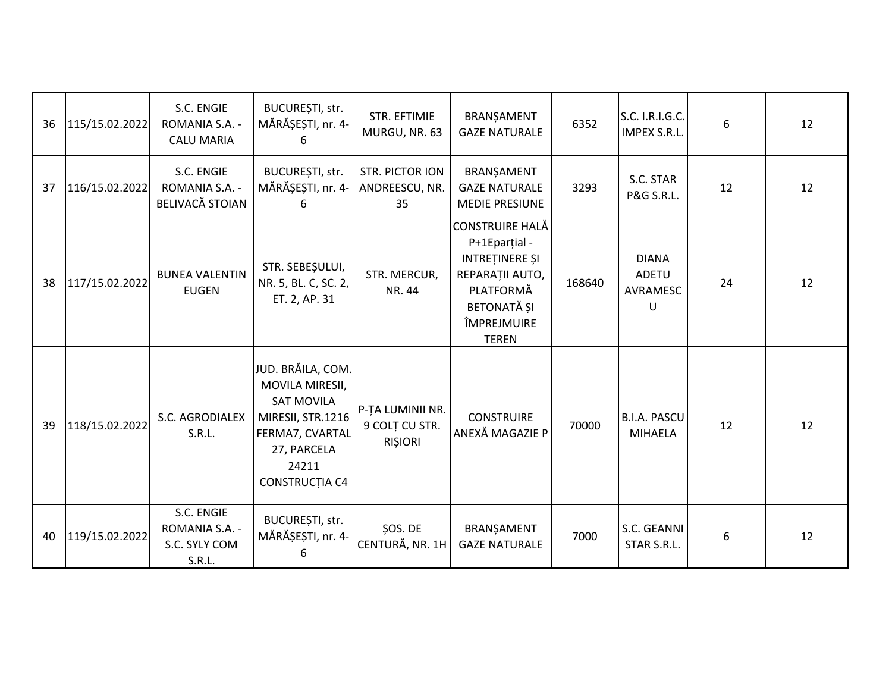| | | | | | | | | | |
|---|---|---|---|---|---|---|---|---|---|
| 36 | 115/15.02.2022 | S.C. ENGIE ROMANIA S.A. - CALU MARIA | BUCUREȘTI, str. MĂRĂȘEȘTI, nr. 4-6 | STR. EFTIMIE MURGU, NR. 63 | BRANȘAMENT GAZE NATURALE | 6352 | S.C. I.R.I.G.C. IMPEX S.R.L. | 6 | 12 |
| 37 | 116/15.02.2022 | S.C. ENGIE ROMANIA S.A. - BELIVACĂ STOIAN | BUCUREȘTI, str. MĂRĂȘEȘTI, nr. 4-6 | STR. PICTOR ION ANDREESCU, NR. 35 | BRANȘAMENT GAZE NATURALE MEDIE PRESIUNE | 3293 | S.C. STAR P&G S.R.L. | 12 | 12 |
| 38 | 117/15.02.2022 | BUNEA VALENTIN EUGEN | STR. SEBEȘULUI, NR. 5, BL. C, SC. 2, ET. 2, AP. 31 | STR. MERCUR, NR. 44 | CONSTRUIRE HALĂ P+1Eparțial - INTREȚINERE ȘI REPARAȚII AUTO, PLATFORMĂ BETONATĂ ȘI ÎMPREJMUIRE TEREN | 168640 | DIANA ADETU AVRAMESCU | 24 | 12 |
| 39 | 118/15.02.2022 | S.C. AGRODIALEX S.R.L. | JUD. BRĂILA, COM. MOVILA MIRESII, SAT MOVILA MIRESII, STR.1216 FERMA7, CVARTAL 27, PARCELA 24211 CONSTRUCȚIA C4 | P-ȚA LUMINII NR. 9 COLȚ CU STR. RIȘIORI | CONSTRUIRE ANEXĂ MAGAZIE P | 70000 | B.I.A. PASCU MIHAELA | 12 | 12 |
| 40 | 119/15.02.2022 | S.C. ENGIE ROMANIA S.A. - S.C. SYLY COM S.R.L. | BUCUREȘTI, str. MĂRĂȘEȘTI, nr. 4-6 | ȘOS. DE CENTURĂ, NR. 1H | BRANȘAMENT GAZE NATURALE | 7000 | S.C. GEANNI STAR S.R.L. | 6 | 12 |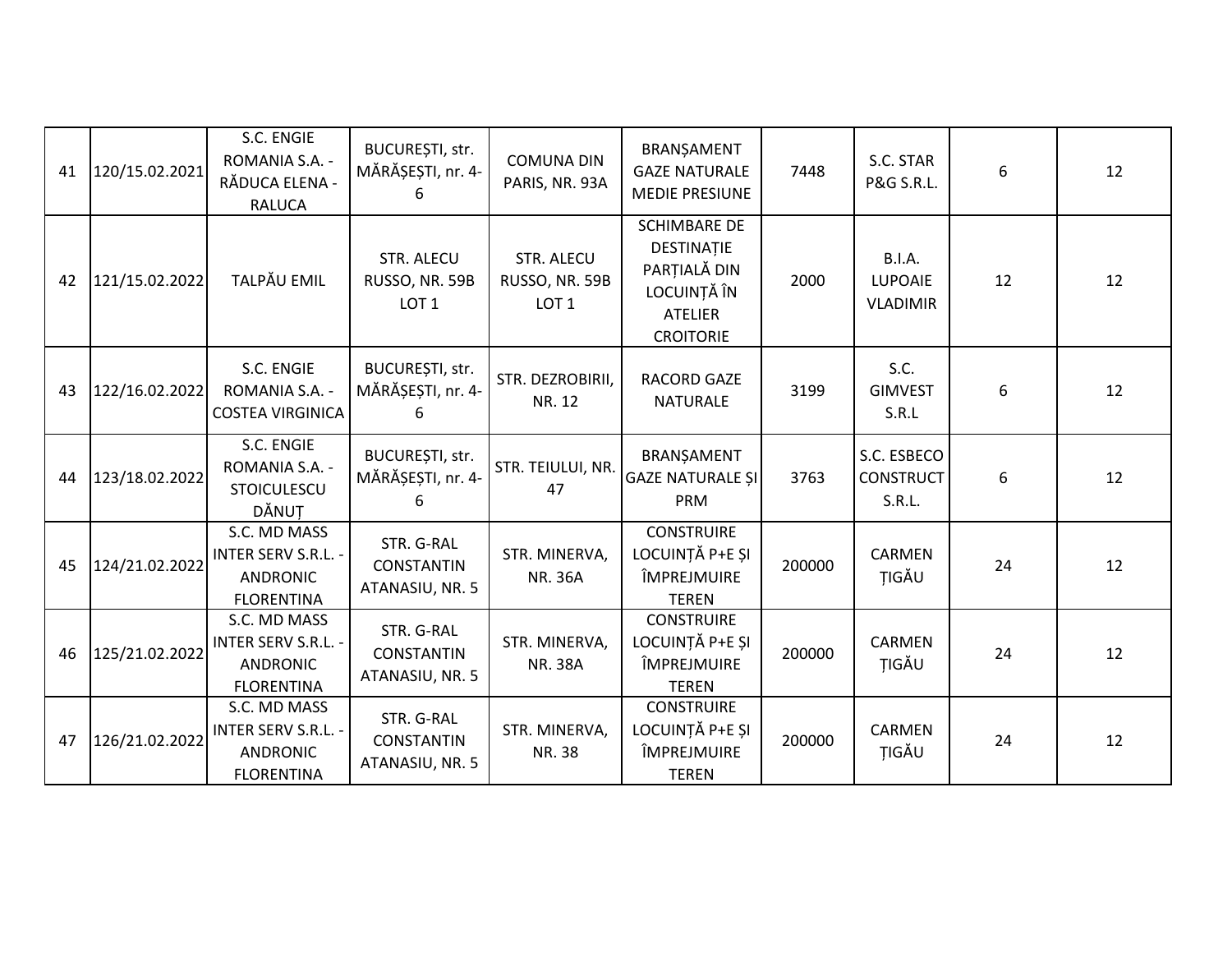| | | | | | | | | | |
|---|---|---|---|---|---|---|---|---|---|
| 41 | 120/15.02.2021 | S.C. ENGIE ROMANIA S.A. - RĂDUCA ELENA - RALUCA | BUCUREȘTI, str. MĂRĂȘEȘTI, nr. 4-6 | COMUNA DIN PARIS, NR. 93A | BRANȘAMENT GAZE NATURALE MEDIE PRESIUNE | 7448 | S.C. STAR P&G S.R.L. | 6 | 12 |
| 42 | 121/15.02.2022 | TALPĂU EMIL | STR. ALECU RUSSO, NR. 59B LOT 1 | STR. ALECU RUSSO, NR. 59B LOT 1 | SCHIMBARE DE DESTINAȚIE PARȚIALĂ DIN LOCUINȚĂ ÎN ATELIER CROITORIE | 2000 | B.I.A. LUPOAIE VLADIMIR | 12 | 12 |
| 43 | 122/16.02.2022 | S.C. ENGIE ROMANIA S.A. - COSTEA VIRGINICA | BUCUREȘTI, str. MĂRĂȘEȘTI, nr. 4-6 | STR. DEZROBIRII, NR. 12 | RACORD GAZE NATURALE | 3199 | S.C. GIMVEST S.R.L | 6 | 12 |
| 44 | 123/18.02.2022 | S.C. ENGIE ROMANIA S.A. - STOICULESCU DĂNUȚ | BUCUREȘTI, str. MĂRĂȘEȘTI, nr. 4-6 | STR. TEIULUI, NR. 47 | BRANȘAMENT GAZE NATURALE ȘI PRM | 3763 | S.C. ESBECO CONSTRUCT S.R.L. | 6 | 12 |
| 45 | 124/21.02.2022 | S.C. MD MASS INTER SERV S.R.L. - ANDRONIC FLORENTINA | STR. G-RAL CONSTANTIN ATANASIU, NR. 5 | STR. MINERVA, NR. 36A | CONSTRUIRE LOCUINȚĂ P+E ȘI ÎMPREJMUIRE TEREN | 200000 | CARMEN ȚIGĂU | 24 | 12 |
| 46 | 125/21.02.2022 | S.C. MD MASS INTER SERV S.R.L. - ANDRONIC FLORENTINA | STR. G-RAL CONSTANTIN ATANASIU, NR. 5 | STR. MINERVA, NR. 38A | CONSTRUIRE LOCUINȚĂ P+E ȘI ÎMPREJMUIRE TEREN | 200000 | CARMEN ȚIGĂU | 24 | 12 |
| 47 | 126/21.02.2022 | S.C. MD MASS INTER SERV S.R.L. - ANDRONIC FLORENTINA | STR. G-RAL CONSTANTIN ATANASIU, NR. 5 | STR. MINERVA, NR. 38 | CONSTRUIRE LOCUINȚĂ P+E ȘI ÎMPREJMUIRE TEREN | 200000 | CARMEN ȚIGĂU | 24 | 12 |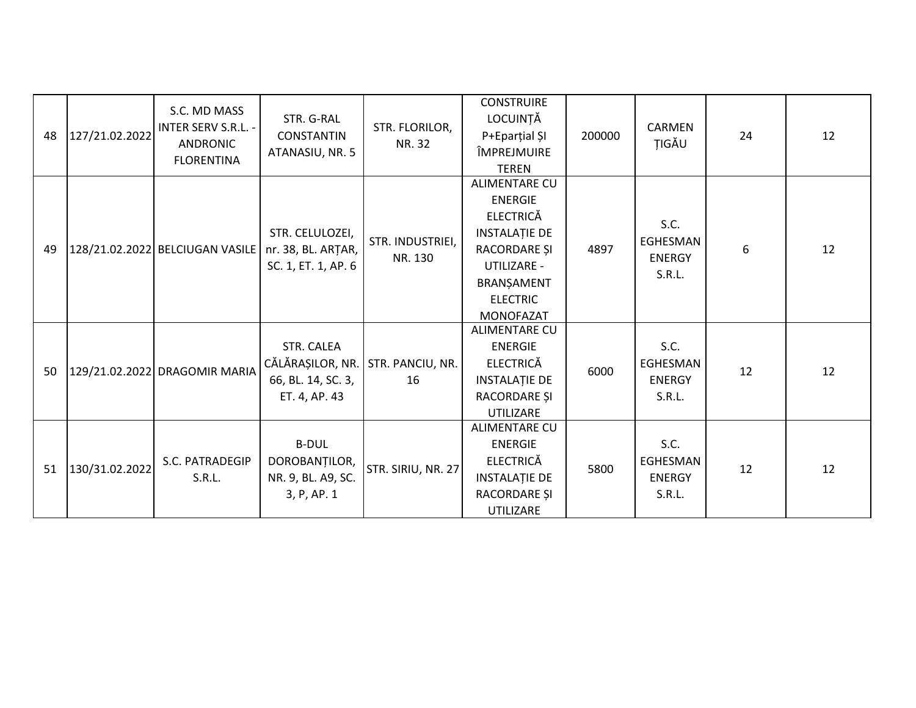| | | | | | | | | | |
|---|---|---|---|---|---|---|---|---|---|
| 48 | 127/21.02.2022 | S.C. MD MASS INTER SERV S.R.L. - ANDRONIC FLORENTINA | STR. G-RAL CONSTANTIN ATANASIU, NR. 5 | STR. FLORILOR, NR. 32 | CONSTRUIRE LOCUINȚĂ P+Eparțial ȘI ÎMPREJMUIRE TEREN | 200000 | CARMEN ȚIGĂU | 24 | 12 |
| 49 | 128/21.02.2022 | BELCIUGAN VASILE | STR. CELULOZEI, nr. 38, BL. ARȚAR, SC. 1, ET. 1, AP. 6 | STR. INDUSTRIEI, NR. 130 | ALIMENTARE CU ENERGIE ELECTRICĂ INSTALAȚIE DE RACORDARE ȘI UTILIZARE - BRANȘAMENT ELECTRIC MONOFAZAT | 4897 | S.C. EGHESMAN ENERGY S.R.L. | 6 | 12 |
| 50 | 129/21.02.2022 | DRAGOMIR MARIA | STR. CALEA CĂLĂRAȘILOR, NR. 66, BL. 14, SC. 3, ET. 4, AP. 43 | STR. PANCIU, NR. 16 | ALIMENTARE CU ENERGIE ELECTRICĂ INSTALAȚIE DE RACORDARE ȘI UTILIZARE | 6000 | S.C. EGHESMAN ENERGY S.R.L. | 12 | 12 |
| 51 | 130/31.02.2022 | S.C. PATRADEGIP S.R.L. | B-DUL DOROBANȚILOR, NR. 9, BL. A9, SC. 3, P, AP. 1 | STR. SIRIU, NR. 27 | ALIMENTARE CU ENERGIE ELECTRICĂ INSTALAȚIE DE RACORDARE ȘI UTILIZARE | 5800 | S.C. EGHESMAN ENERGY S.R.L. | 12 | 12 |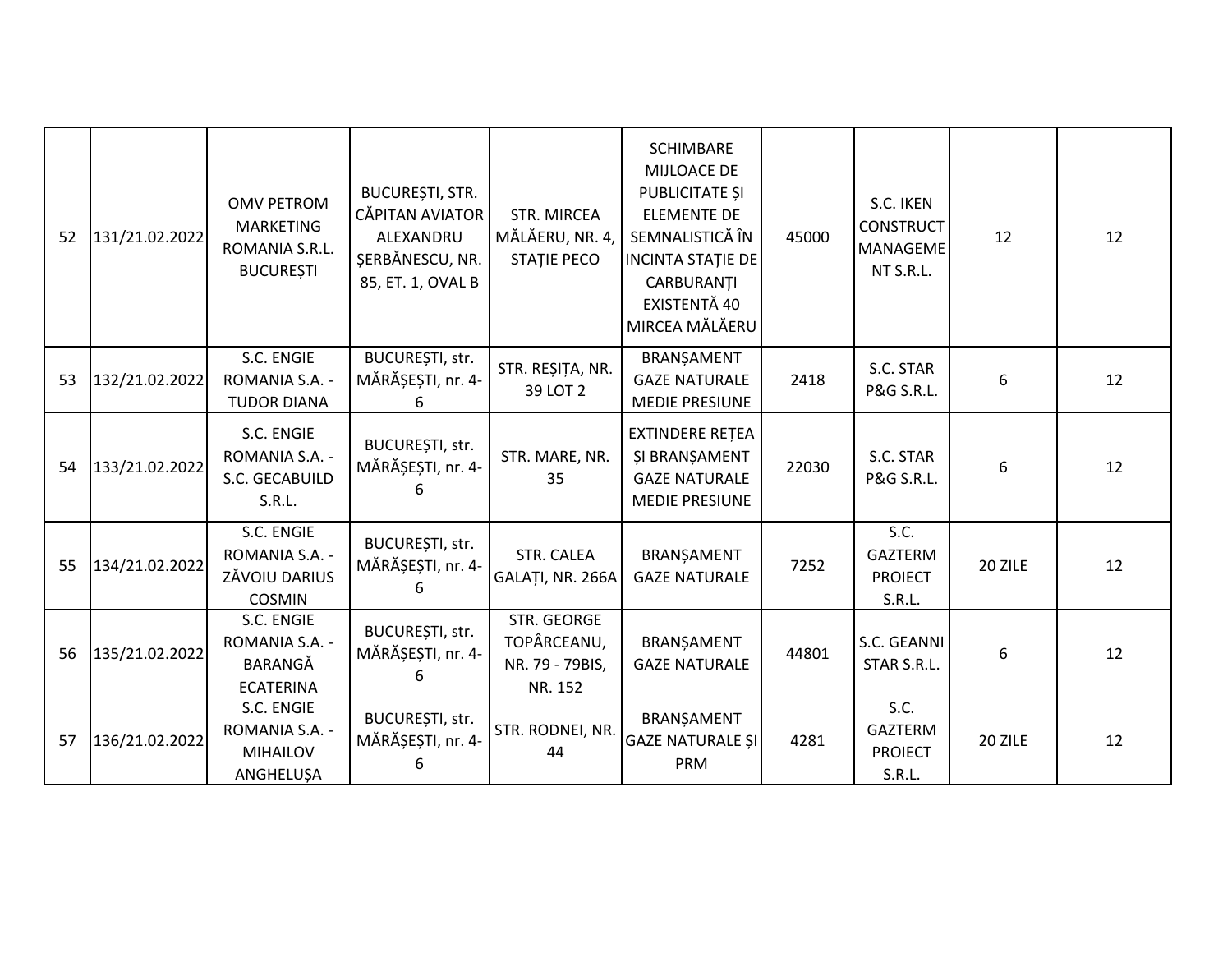| | | | | | | | | | |
|---|---|---|---|---|---|---|---|---|---|
| 52 | 131/21.02.2022 | OMV PETROM MARKETING ROMANIA S.R.L. BUCUREȘTI | BUCUREȘTI, STR. CĂPITAN AVIATOR ALEXANDRU ȘERBĂNESCU, NR. 85, ET. 1, OVAL B | STR. MIRCEA MĂLĂERU, NR. 4, STAȚIE PECO | SCHIMBARE MIJLOACE DE PUBLICITATE ȘI ELEMENTE DE SEMNALISTICĂ ÎN INCINTA STAȚIE DE CARBURANȚI EXISTENTĂ 40 MIRCEA MĂLĂERU | 45000 | S.C. IKEN CONSTRUCT MANAGEMENT S.R.L. | 12 | 12 |
| 53 | 132/21.02.2022 | S.C. ENGIE ROMANIA S.A. - TUDOR DIANA | BUCUREȘTI, str. MĂRĂȘEȘTI, nr. 4-6 | STR. REȘIȚA, NR. 39 LOT 2 | BRANȘAMENT GAZE NATURALE MEDIE PRESIUNE | 2418 | S.C. STAR P&G S.R.L. | 6 | 12 |
| 54 | 133/21.02.2022 | S.C. ENGIE ROMANIA S.A. - S.C. GECABUILD S.R.L. | BUCUREȘTI, str. MĂRĂȘEȘTI, nr. 4-6 | STR. MARE, NR. 35 | EXTINDERE REȚEA ȘI BRANȘAMENT GAZE NATURALE MEDIE PRESIUNE | 22030 | S.C. STAR P&G S.R.L. | 6 | 12 |
| 55 | 134/21.02.2022 | S.C. ENGIE ROMANIA S.A. - ZĂVOIU DARIUS COSMIN | BUCUREȘTI, str. MĂRĂȘEȘTI, nr. 4-6 | STR. CALEA GALAȚI, NR. 266A | BRANȘAMENT GAZE NATURALE | 7252 | S.C. GAZTERM PROIECT S.R.L. | 20 ZILE | 12 |
| 56 | 135/21.02.2022 | S.C. ENGIE ROMANIA S.A. - BARANGĂ ECATERINA | BUCUREȘTI, str. MĂRĂȘEȘTI, nr. 4-6 | STR. GEORGE TOPÂRCEANU, NR. 79 - 79BIS, NR. 152 | BRANȘAMENT GAZE NATURALE | 44801 | S.C. GEANNI STAR S.R.L. | 6 | 12 |
| 57 | 136/21.02.2022 | S.C. ENGIE ROMANIA S.A. - MIHAILOV ANGHELUȘA | BUCUREȘTI, str. MĂRĂȘEȘTI, nr. 4-6 | STR. RODNEI, NR. 44 | BRANȘAMENT GAZE NATURALE ȘI PRM | 4281 | S.C. GAZTERM PROIECT S.R.L. | 20 ZILE | 12 |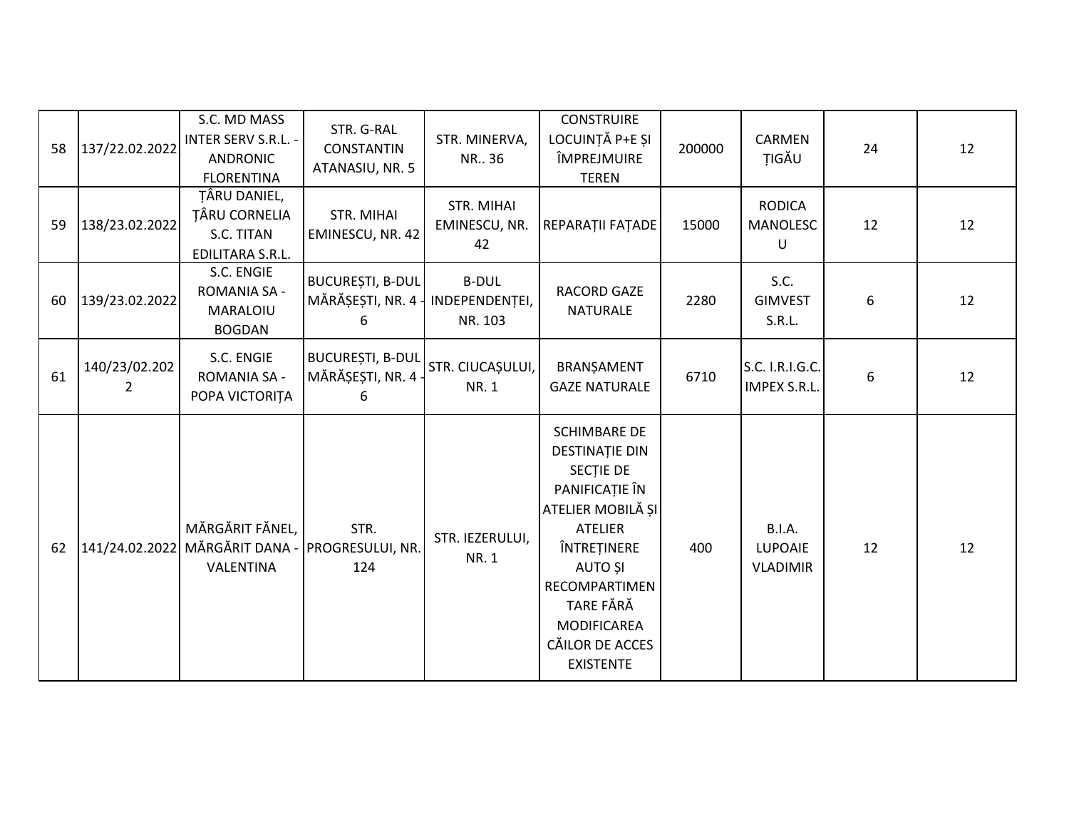| | | | | | | | | | |
|---|---|---|---|---|---|---|---|---|---|
| 58 | 137/22.02.2022 | S.C. MD MASS INTER SERV S.R.L. - ANDRONIC FLORENTINA | STR. G-RAL CONSTANTIN ATANASIU, NR. 5 | STR. MINERVA, NR.. 36 | CONSTRUIRE LOCUINȚĂ P+E ȘI ÎMPREJMUIRE TEREN | 200000 | CARMEN ȚIGĂU | 24 | 12 |
| 59 | 138/23.02.2022 | ȚÂRU DANIEL, ȚÂRU CORNELIA S.C. TITAN EDILITARA S.R.L. | STR. MIHAI EMINESCU, NR. 42 | STR. MIHAI EMINESCU, NR. 42 | REPARAȚII FAȚADE | 15000 | RODICA MANOLESCU | 12 | 12 |
| 60 | 139/23.02.2022 | S.C. ENGIE ROMANIA SA - MARALOIU BOGDAN | BUCUREȘTI, B-DUL MĂRĂȘEȘTI, NR. 4 - 6 | B-DUL INDEPENDENȚEI, NR. 103 | RACORD GAZE NATURALE | 2280 | S.C. GIMVEST S.R.L. | 6 | 12 |
| 61 | 140/23/02.2022 | S.C. ENGIE ROMANIA SA - POPA VICTORIȚA | BUCUREȘTI, B-DUL MĂRĂȘEȘTI, NR. 4 - 6 | STR. CIUCAȘULUI, NR. 1 | BRANȘAMENT GAZE NATURALE | 6710 | S.C. I.R.I.G.C. IMPEX S.R.L. | 6 | 12 |
| 62 | 141/24.02.2022 | MĂRGĂRIT FĂNEL, MĂRGĂRIT DANA - VALENTINA | STR. PROGRESULUI, NR. 124 | STR. IEZERULUI, NR. 1 | SCHIMBARE DE DESTINAȚIE DIN SECȚIE DE PANIFICAȚIE ÎN ATELIER MOBILĂ ȘI ATELIER ÎNTREȚINERE AUTO ȘI RECOMPARTIMENTARE FĂRĂ MODIFICAREA CĂILOR DE ACCES EXISTENTE | 400 | B.I.A. LUPOAIE VLADIMIR | 12 | 12 |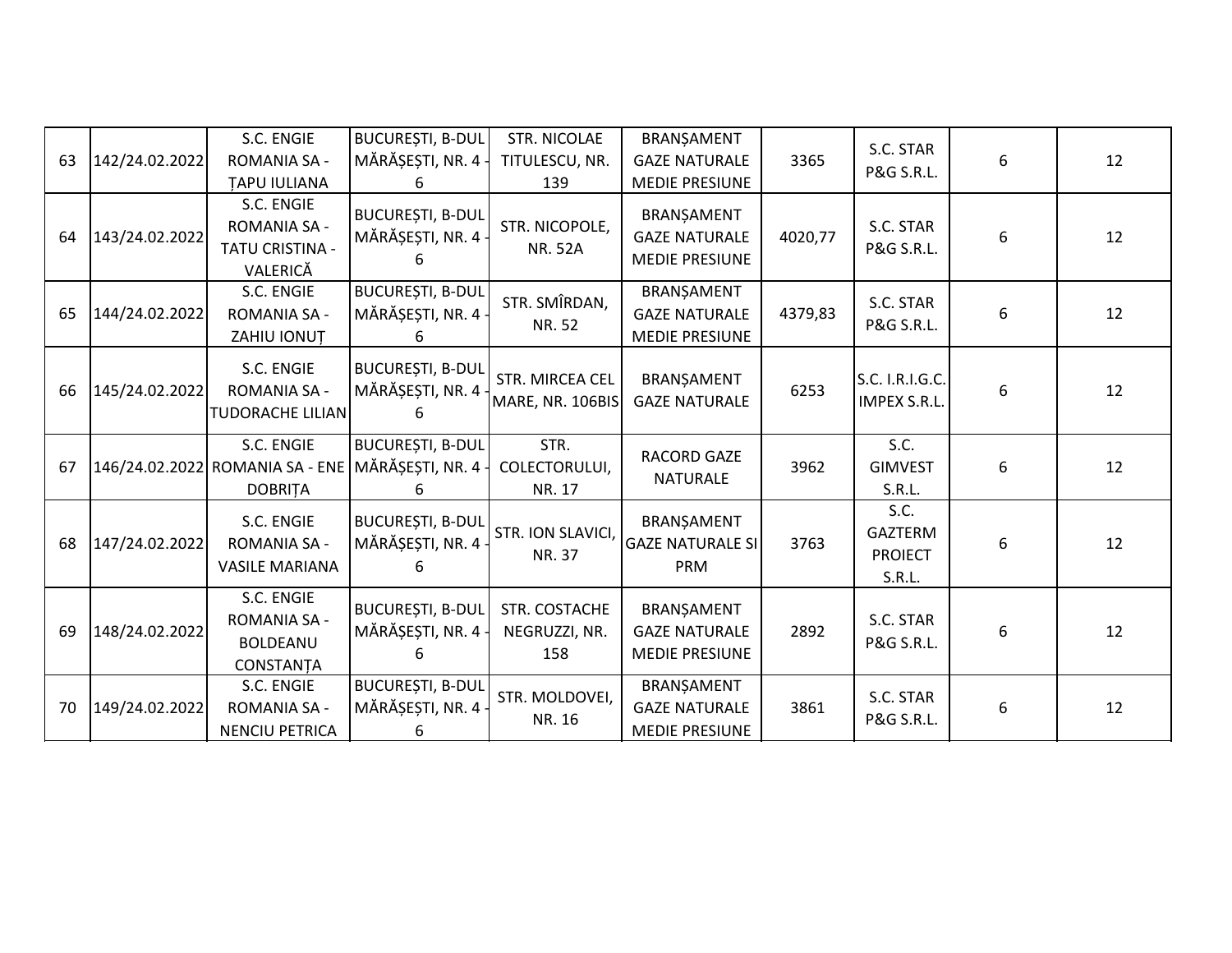| | | | | | | | | | |
|---|---|---|---|---|---|---|---|---|---|
| 63 | 142/24.02.2022 | S.C. ENGIE ROMANIA SA - ȚAPU IULIANA | BUCUREȘTI, B-DUL MĂRĂȘEȘTI, NR. 4 - 6 | STR. NICOLAE TITULESCU, NR. 139 | BRANȘAMENT GAZE NATURALE MEDIE PRESIUNE | 3365 | S.C. STAR P&G S.R.L. | 6 | 12 |
| 64 | 143/24.02.2022 | S.C. ENGIE ROMANIA SA - TATU CRISTINA - VALERICĂ | BUCUREȘTI, B-DUL MĂRĂȘEȘTI, NR. 4 - 6 | STR. NICOPOLE, NR. 52A | BRANȘAMENT GAZE NATURALE MEDIE PRESIUNE | 4020,77 | S.C. STAR P&G S.R.L. | 6 | 12 |
| 65 | 144/24.02.2022 | S.C. ENGIE ROMANIA SA - ZAHIU IONUȚ | BUCUREȘTI, B-DUL MĂRĂȘEȘTI, NR. 4 - 6 | STR. SMÎRDAN, NR. 52 | BRANȘAMENT GAZE NATURALE MEDIE PRESIUNE | 4379,83 | S.C. STAR P&G S.R.L. | 6 | 12 |
| 66 | 145/24.02.2022 | S.C. ENGIE ROMANIA SA - TUDORACHE LILIAN | BUCUREȘTI, B-DUL MĂRĂȘEȘTI, NR. 4 - 6 | STR. MIRCEA CEL MARE, NR. 106BIS | BRANȘAMENT GAZE NATURALE | 6253 | S.C. I.R.I.G.C. IMPEX S.R.L. | 6 | 12 |
| 67 | 146/24.02.2022 | S.C. ENGIE ROMANIA SA - ENE DOBRIȚA | BUCUREȘTI, B-DUL MĂRĂȘEȘTI, NR. 4 - 6 | STR. COLECTORULUI, NR. 17 | RACORD GAZE NATURALE | 3962 | S.C. GIMVEST S.R.L. | 6 | 12 |
| 68 | 147/24.02.2022 | S.C. ENGIE ROMANIA SA - VASILE MARIANA | BUCUREȘTI, B-DUL MĂRĂȘEȘTI, NR. 4 - 6 | STR. ION SLAVICI, NR. 37 | BRANȘAMENT GAZE NATURALE SI PRM | 3763 | S.C. GAZTERM PROIECT S.R.L. | 6 | 12 |
| 69 | 148/24.02.2022 | S.C. ENGIE ROMANIA SA - BOLDEANU CONSTANȚA | BUCUREȘTI, B-DUL MĂRĂȘEȘTI, NR. 4 - 6 | STR. COSTACHE NEGRUZZI, NR. 158 | BRANȘAMENT GAZE NATURALE MEDIE PRESIUNE | 2892 | S.C. STAR P&G S.R.L. | 6 | 12 |
| 70 | 149/24.02.2022 | S.C. ENGIE ROMANIA SA - NENCIU PETRICA | BUCUREȘTI, B-DUL MĂRĂȘEȘTI, NR. 4 - 6 | STR. MOLDOVEI, NR. 16 | BRANȘAMENT GAZE NATURALE MEDIE PRESIUNE | 3861 | S.C. STAR P&G S.R.L. | 6 | 12 |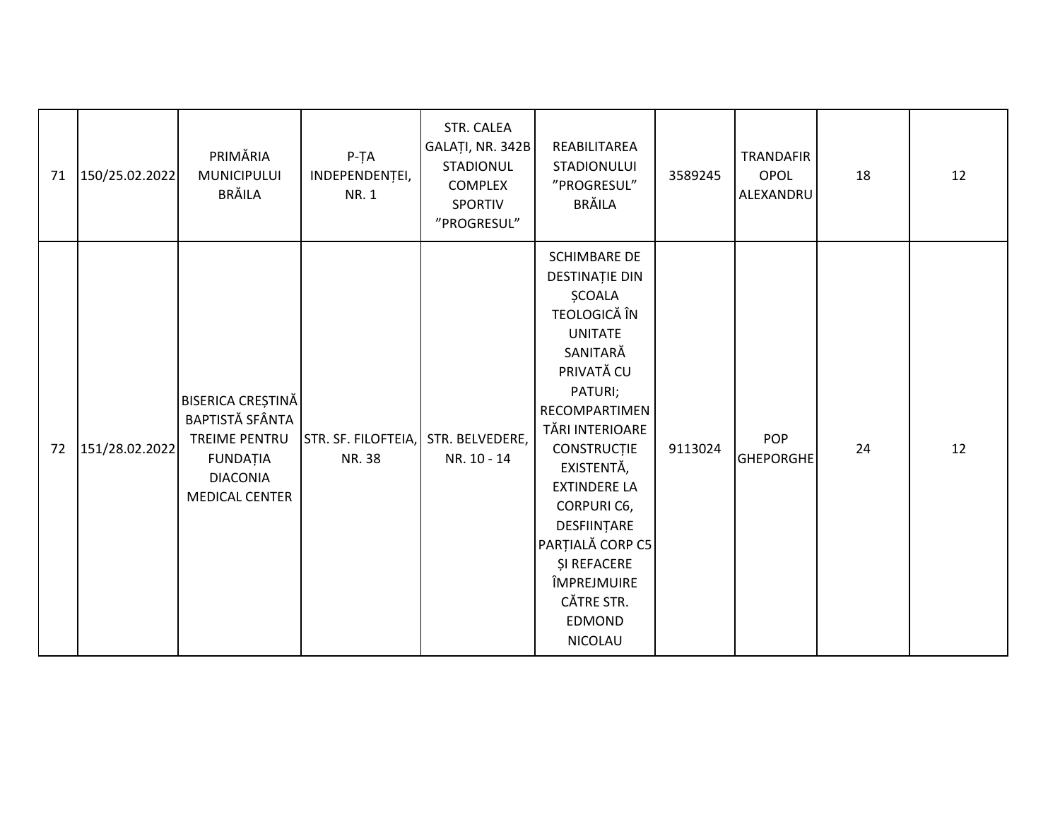| | | | | | | | | | |
|---|---|---|---|---|---|---|---|---|---|
| 71 | 150/25.02.2022 | PRIMĂRIA MUNICIPULUI BRĂILA | P-ȚA INDEPENDENȚEI, NR. 1 | STR. CALEA GALAȚI, NR. 342B STADIONUL COMPLEX SPORTIV ”PROGRESUL” | REABILITAREA STADIONULUI ”PROGRESUL” BRĂILA | 3589245 | TRANDAFIR OPOL ALEXANDRU | 18 | 12 |
| 72 | 151/28.02.2022 | BISERICA CREȘTINĂ BAPTISTĂ SFÂNTA TREIME PENTRU FUNDAȚIA DIACONIA MEDICAL CENTER | STR. SF. FILOFTEIA, NR. 38 | STR. BELVEDERE, NR. 10 - 14 | SCHIMBARE DE DESTINAȚIE DIN ȘCOALA TEOLOGICĂ ÎN UNITATE SANITARĂ PRIVATĂ CU PATURI; RECOMPARTIMENTĂRI INTERIOARE CONSTRUCȚIE EXISTENTĂ, EXTINDERE LA CORPURI C6, DESFIINȚARE PARȚIALĂ CORP C5 ȘI REFACERE ÎMPREJMUIRE CĂTRE STR. EDMOND NICOLAU | 9113024 | POP GHEPORGHE | 24 | 12 |